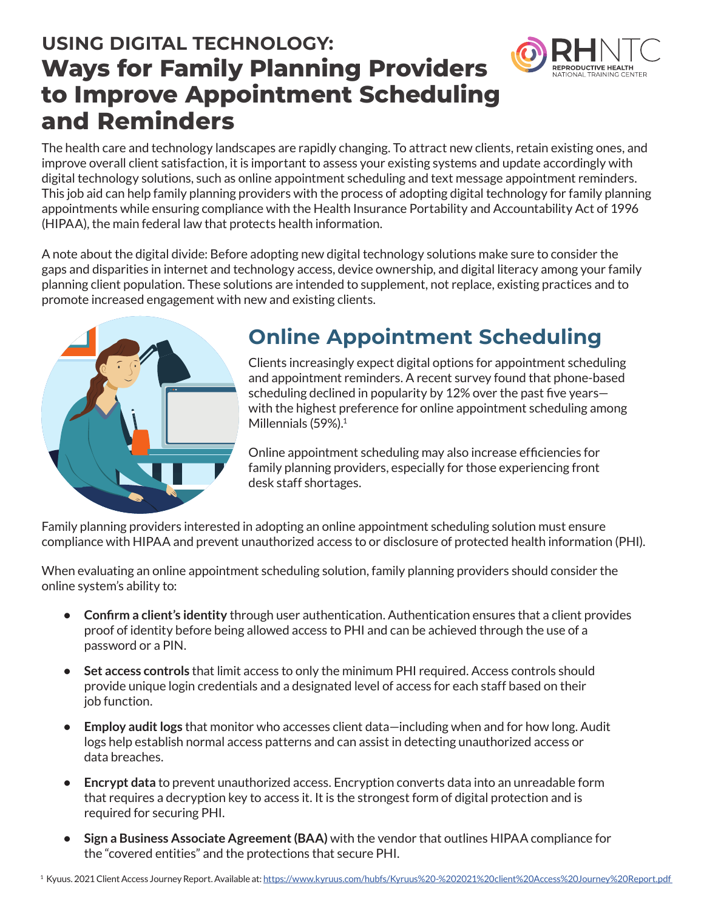# USING DIGITAL TECHNOLOGY: Ways for Family Planning Providers to Improve Appointment Scheduling and Reminders

The health care and technology landscapes are rapidly changing. To attract new clients, retain existing ones, and improve overall client satisfaction, it is important to assess your existing systems and update accordingly with digital technology solutions, such as online appointment scheduling and text message appointment reminders. This job aid can help family planning providers with the process of adopting digital technology for family planning appointments while ensuring compliance with the Health Insurance Portability and Accountability Act of 1996 (HIPAA), the main federal law that protects health information.

A note about the digital divide: Before adopting new digital technology solutions make sure to consider the gaps and disparities in internet and technology access, device ownership, and digital literacy among your family planning client population. These solutions are intended to supplement, not replace, existing practices and to promote increased engagement with new and existing clients.

## Online Appointment Scheduling

Clients increasingly expect digital options for appointment scheduling and appointment reminders. A recent survey found that phone-based scheduling declined in popularity by 12% over the past five years—with the highest preference for online appointment scheduling among Millennials (59%).[1]

Online appointment scheduling may also increase efficiencies for family planning providers, especially for those experiencing front desk staff shortages.

Family planning providers interested in adopting an online appointment scheduling solution must ensure compliance with HIPAA and prevent unauthorized access to or disclosure of protected health information (PHI).

When evaluating an online appointment scheduling solution, family planning providers should consider the online system's ability to:

- **Confirm a client's identity** through user authentication. Authentication ensures that a client provides proof of identity before being allowed access to PHI and can be achieved through the use of a password or a PIN.
- **Set access controls** that limit access to only the minimum PHI required. Access controls should provide unique login credentials and a designated level of access for each staff based on their job function.
- **Employ audit logs** that monitor who accesses client data—including when and for how long. Audit logs help establish normal access patterns and can assist in detecting unauthorized access or data breaches.
- **Encrypt data** to prevent unauthorized access. Encryption converts data into an unreadable form that requires a decryption key to access it. It is the strongest form of digital protection and is required for securing PHI.
- **Sign a Business Associate Agreement (BAA)** with the vendor that outlines HIPAA compliance for the "covered entities" and the protections that secure PHI.

[1] Kyuus. 2021 Client Access Journey Report. Available at: https://www.kyruus.com/hubfs/Kyruus%20-%202021%20client%20Access%20Journey%20Report.pdf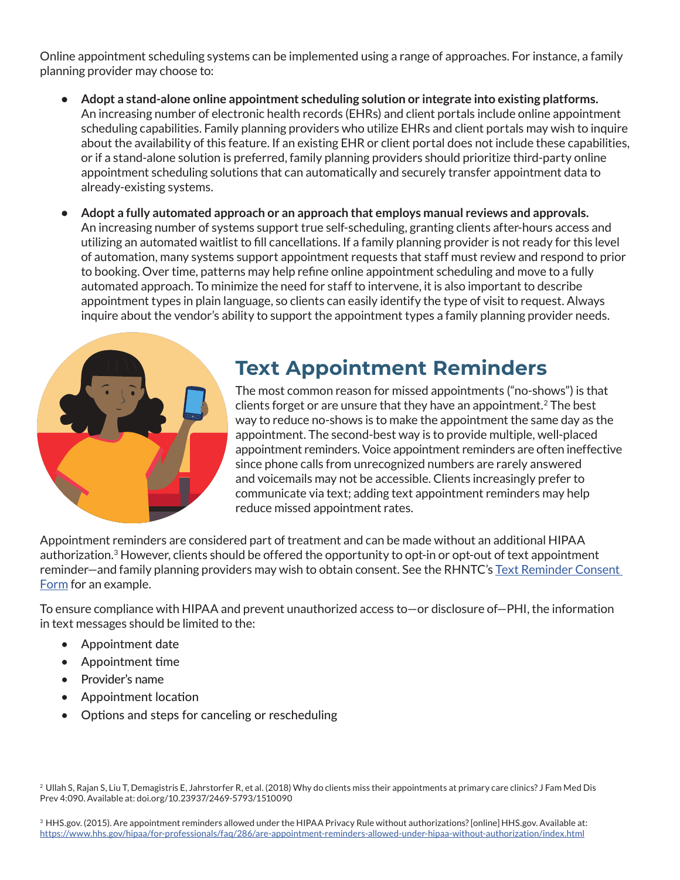Online appointment scheduling systems can be implemented using a range of approaches. For instance, a family planning provider may choose to:

- **Adopt a stand-alone online appointment scheduling solution or integrate into existing platforms.** An increasing number of electronic health records (EHRs) and client portals include online appointment scheduling capabilities. Family planning providers who utilize EHRs and client portals may wish to inquire about the availability of this feature. If an existing EHR or client portal does not include these capabilities, or if a stand-alone solution is preferred, family planning providers should prioritize third-party online appointment scheduling solutions that can automatically and securely transfer appointment data to already-existing systems.
- **Adopt a fully automated approach or an approach that employs manual reviews and approvals.** An increasing number of systems support true self-scheduling, granting clients after-hours access and utilizing an automated waitlist to fill cancellations. If a family planning provider is not ready for this level of automation, many systems support appointment requests that staff must review and respond to prior to booking. Over time, patterns may help refine online appointment scheduling and move to a fully automated approach. To minimize the need for staff to intervene, it is also important to describe appointment types in plain language, so clients can easily identify the type of visit to request. Always inquire about the vendor's ability to support the appointment types a family planning provider needs.

## Text Appointment Reminders

The most common reason for missed appointments ("no-shows") is that clients forget or are unsure that they have an appointment.[2] The best way to reduce no-shows is to make the appointment the same day as the appointment. The second-best way is to provide multiple, well-placed appointment reminders. Voice appointment reminders are often ineffective since phone calls from unrecognized numbers are rarely answered and voicemails may not be accessible. Clients increasingly prefer to communicate via text; adding text appointment reminders may help reduce missed appointment rates.

Appointment reminders are considered part of treatment and can be made without an additional HIPAA authorization.[3] However, clients should be offered the opportunity to opt-in or opt-out of text appointment reminder—and family planning providers may wish to obtain consent. See the RHNTC's [Text Reminder Consent Form] for an example.

To ensure compliance with HIPAA and prevent unauthorized access to—or disclosure of—PHI, the information in text messages should be limited to the:

- Appointment date
- Appointment time
- Provider's name
- Appointment location
- Options and steps for canceling or rescheduling

[2] Ullah S, Rajan S, Liu T, Demagistris E, Jahrstorfer R, et al. (2018) Why do clients miss their appointments at primary care clinics? J Fam Med Dis Prev 4:090. Available at: doi.org/10.23937/2469-5793/1510090

[3] HHS.gov. (2015). Are appointment reminders allowed under the HIPAA Privacy Rule without authorizations? [online] HHS.gov. Available at: https://www.hhs.gov/hipaa/for-professionals/faq/286/are-appointment-reminders-allowed-under-hipaa-without-authorization/index.html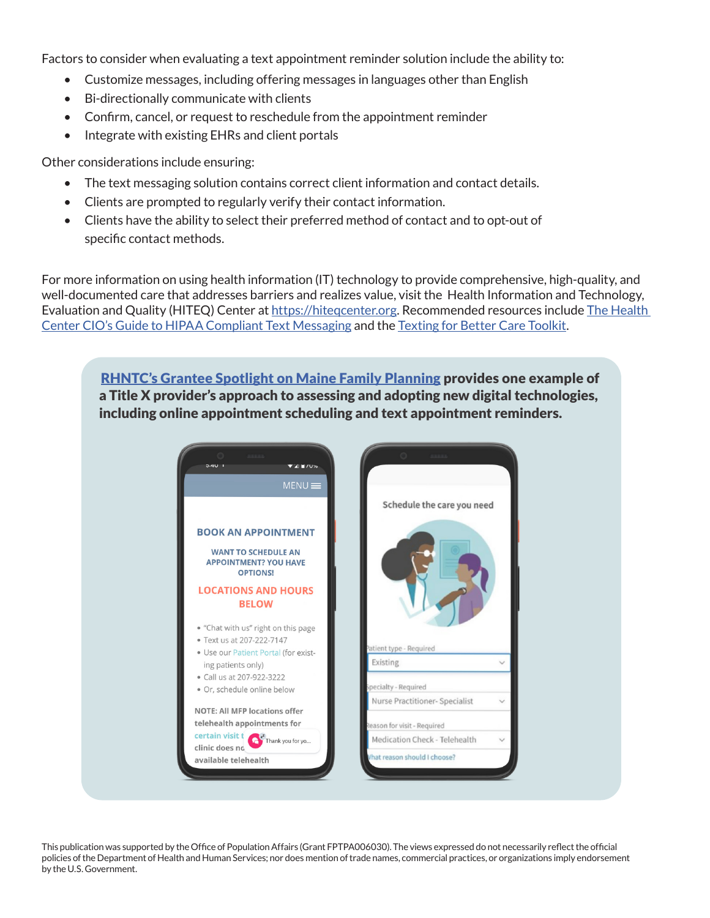Factors to consider when evaluating a text appointment reminder solution include the ability to:

- Customize messages, including offering messages in languages other than English
- Bi-directionally communicate with clients
- Confirm, cancel, or request to reschedule from the appointment reminder
- Integrate with existing EHRs and client portals

Other considerations include ensuring:

- The text messaging solution contains correct client information and contact details.
- Clients are prompted to regularly verify their contact information.
- Clients have the ability to select their preferred method of contact and to opt-out of specific contact methods.

For more information on using health information (IT) technology to provide comprehensive, high-quality, and well-documented care that addresses barriers and realizes value, visit the Health Information and Technology, Evaluation and Quality (HITEQ) Center at https://hiteqcenter.org. Recommended resources include The Health Center CIO's Guide to HIPAA Compliant Text Messaging and the Texting for Better Care Toolkit.

**RHNTC's Grantee Spotlight on Maine Family Planning provides one example of a Title X provider's approach to assessing and adopting new digital technologies, including online appointment scheduling and text appointment reminders.**

This publication was supported by the Office of Population Affairs (Grant FPTPA006030). The views expressed do not necessarily reflect the official policies of the Department of Health and Human Services; nor does mention of trade names, commercial practices, or organizations imply endorsement by the U.S. Government.